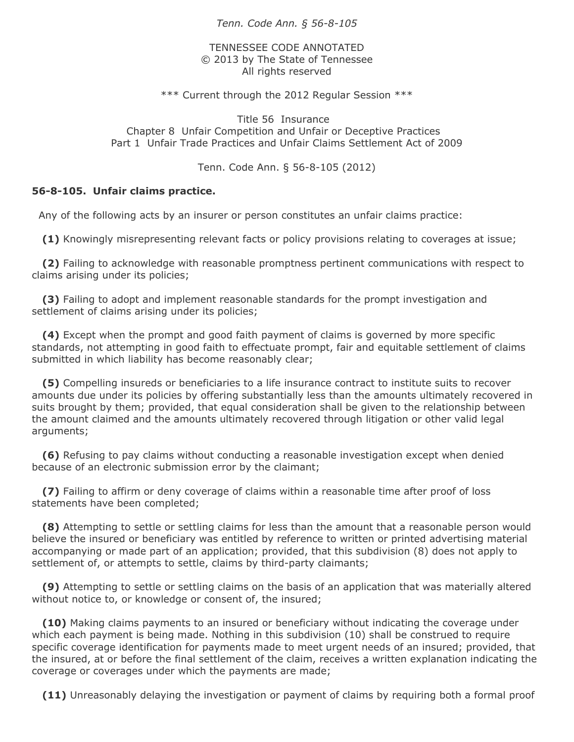*Tenn. Code Ann. § 56-8-105*

TENNESSEE CODE ANNOTATED
© 2013 by The State of Tennessee
All rights reserved

*** Current through the 2012 Regular Session ***

Title 56 Insurance
Chapter 8 Unfair Competition and Unfair or Deceptive Practices
Part 1 Unfair Trade Practices and Unfair Claims Settlement Act of 2009

Tenn. Code Ann. § 56-8-105 (2012)

**56-8-105. Unfair claims practice.**

Any of the following acts by an insurer or person constitutes an unfair claims practice:

**(1)** Knowingly misrepresenting relevant facts or policy provisions relating to coverages at issue;

**(2)** Failing to acknowledge with reasonable promptness pertinent communications with respect to claims arising under its policies;

**(3)** Failing to adopt and implement reasonable standards for the prompt investigation and settlement of claims arising under its policies;

**(4)** Except when the prompt and good faith payment of claims is governed by more specific standards, not attempting in good faith to effectuate prompt, fair and equitable settlement of claims submitted in which liability has become reasonably clear;

**(5)** Compelling insureds or beneficiaries to a life insurance contract to institute suits to recover amounts due under its policies by offering substantially less than the amounts ultimately recovered in suits brought by them; provided, that equal consideration shall be given to the relationship between the amount claimed and the amounts ultimately recovered through litigation or other valid legal arguments;

**(6)** Refusing to pay claims without conducting a reasonable investigation except when denied because of an electronic submission error by the claimant;

**(7)** Failing to affirm or deny coverage of claims within a reasonable time after proof of loss statements have been completed;

**(8)** Attempting to settle or settling claims for less than the amount that a reasonable person would believe the insured or beneficiary was entitled by reference to written or printed advertising material accompanying or made part of an application; provided, that this subdivision (8) does not apply to settlement of, or attempts to settle, claims by third-party claimants;

**(9)** Attempting to settle or settling claims on the basis of an application that was materially altered without notice to, or knowledge or consent of, the insured;

**(10)** Making claims payments to an insured or beneficiary without indicating the coverage under which each payment is being made. Nothing in this subdivision (10) shall be construed to require specific coverage identification for payments made to meet urgent needs of an insured; provided, that the insured, at or before the final settlement of the claim, receives a written explanation indicating the coverage or coverages under which the payments are made;

**(11)** Unreasonably delaying the investigation or payment of claims by requiring both a formal proof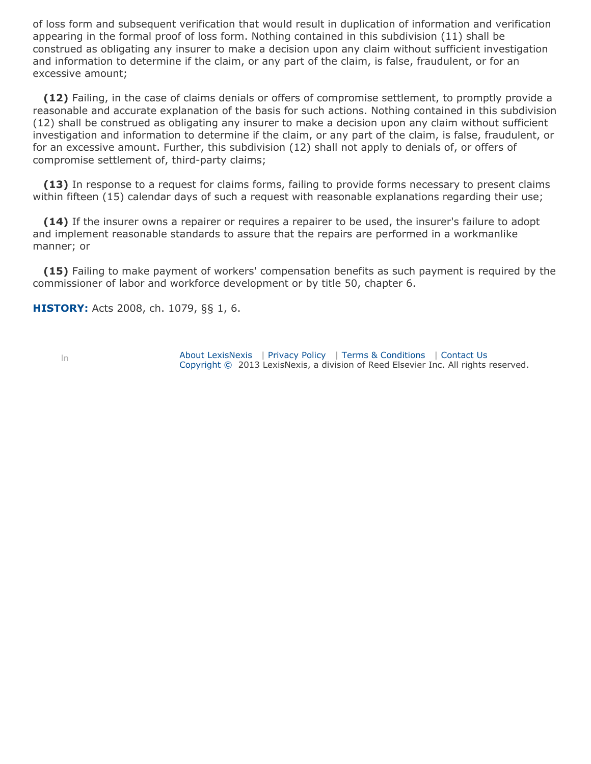of loss form and subsequent verification that would result in duplication of information and verification appearing in the formal proof of loss form. Nothing contained in this subdivision (11) shall be construed as obligating any insurer to make a decision upon any claim without sufficient investigation and information to determine if the claim, or any part of the claim, is false, fraudulent, or for an excessive amount;

**(12)** Failing, in the case of claims denials or offers of compromise settlement, to promptly provide a reasonable and accurate explanation of the basis for such actions. Nothing contained in this subdivision (12) shall be construed as obligating any insurer to make a decision upon any claim without sufficient investigation and information to determine if the claim, or any part of the claim, is false, fraudulent, or for an excessive amount. Further, this subdivision (12) shall not apply to denials of, or offers of compromise settlement of, third-party claims;

**(13)** In response to a request for claims forms, failing to provide forms necessary to present claims within fifteen (15) calendar days of such a request with reasonable explanations regarding their use;

**(14)** If the insurer owns a repairer or requires a repairer to be used, the insurer's failure to adopt and implement reasonable standards to assure that the repairs are performed in a workmanlike manner; or

**(15)** Failing to make payment of workers' compensation benefits as such payment is required by the commissioner of labor and workforce development or by title 50, chapter 6.

**HISTORY:** Acts 2008, ch. 1079, §§ 1, 6.